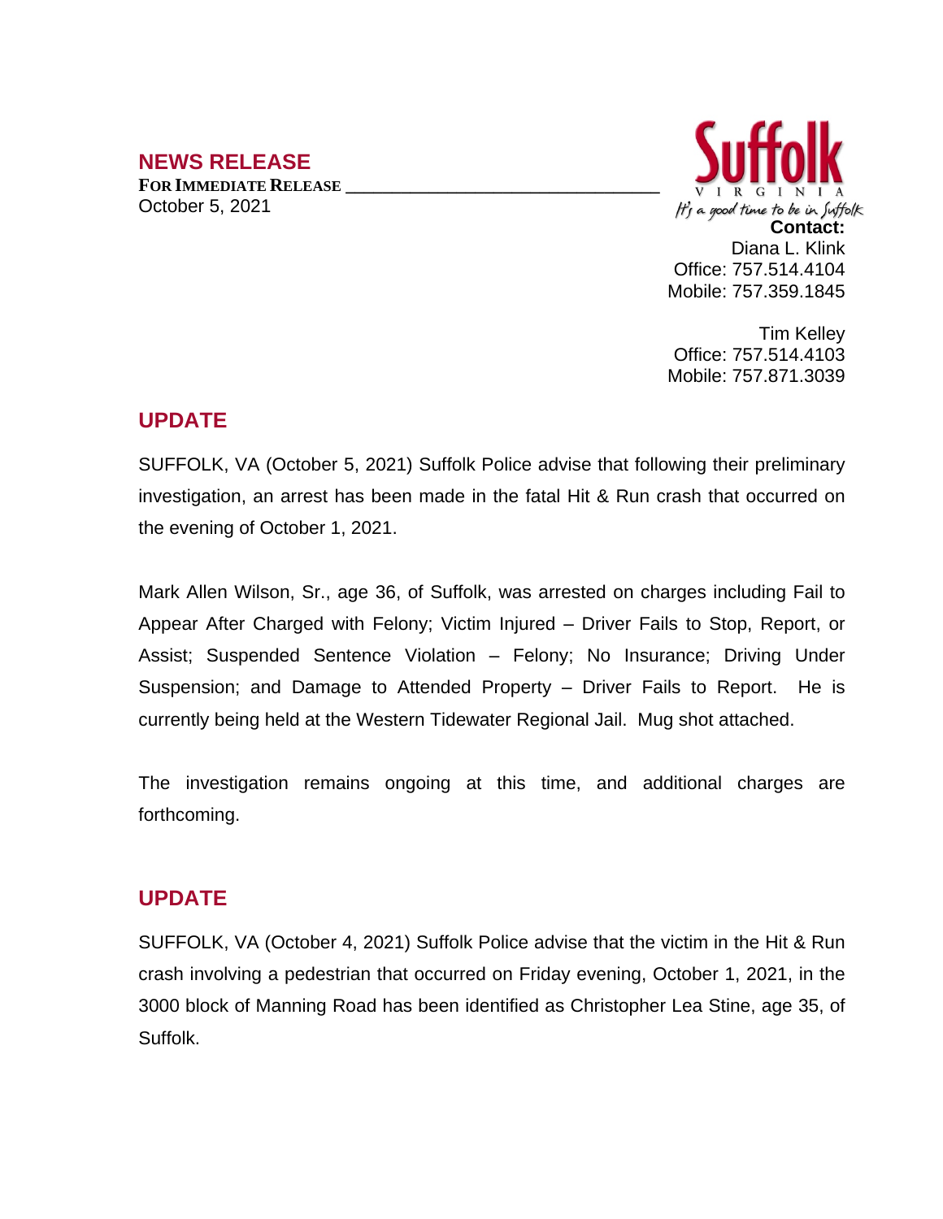## NEWS RELEASE

**FOR IMMEDIATE RELEASE**

October 5, 2021

Suffolk
VIRGINIA
It's a good time to be in Suffolk

**Contact:**
Diana L. Klink
Office: 757.514.4104
Mobile: 757.359.1845

Tim Kelley
Office: 757.514.4103
Mobile: 757.871.3039

## UPDATE

SUFFOLK, VA (October 5, 2021) Suffolk Police advise that following their preliminary investigation, an arrest has been made in the fatal Hit & Run crash that occurred on the evening of October 1, 2021.

Mark Allen Wilson, Sr., age 36, of Suffolk, was arrested on charges including Fail to Appear After Charged with Felony; Victim Injured – Driver Fails to Stop, Report, or Assist; Suspended Sentence Violation – Felony; No Insurance; Driving Under Suspension; and Damage to Attended Property – Driver Fails to Report. He is currently being held at the Western Tidewater Regional Jail. Mug shot attached.

The investigation remains ongoing at this time, and additional charges are forthcoming.

## UPDATE

SUFFOLK, VA (October 4, 2021) Suffolk Police advise that the victim in the Hit & Run crash involving a pedestrian that occurred on Friday evening, October 1, 2021, in the 3000 block of Manning Road has been identified as Christopher Lea Stine, age 35, of Suffolk.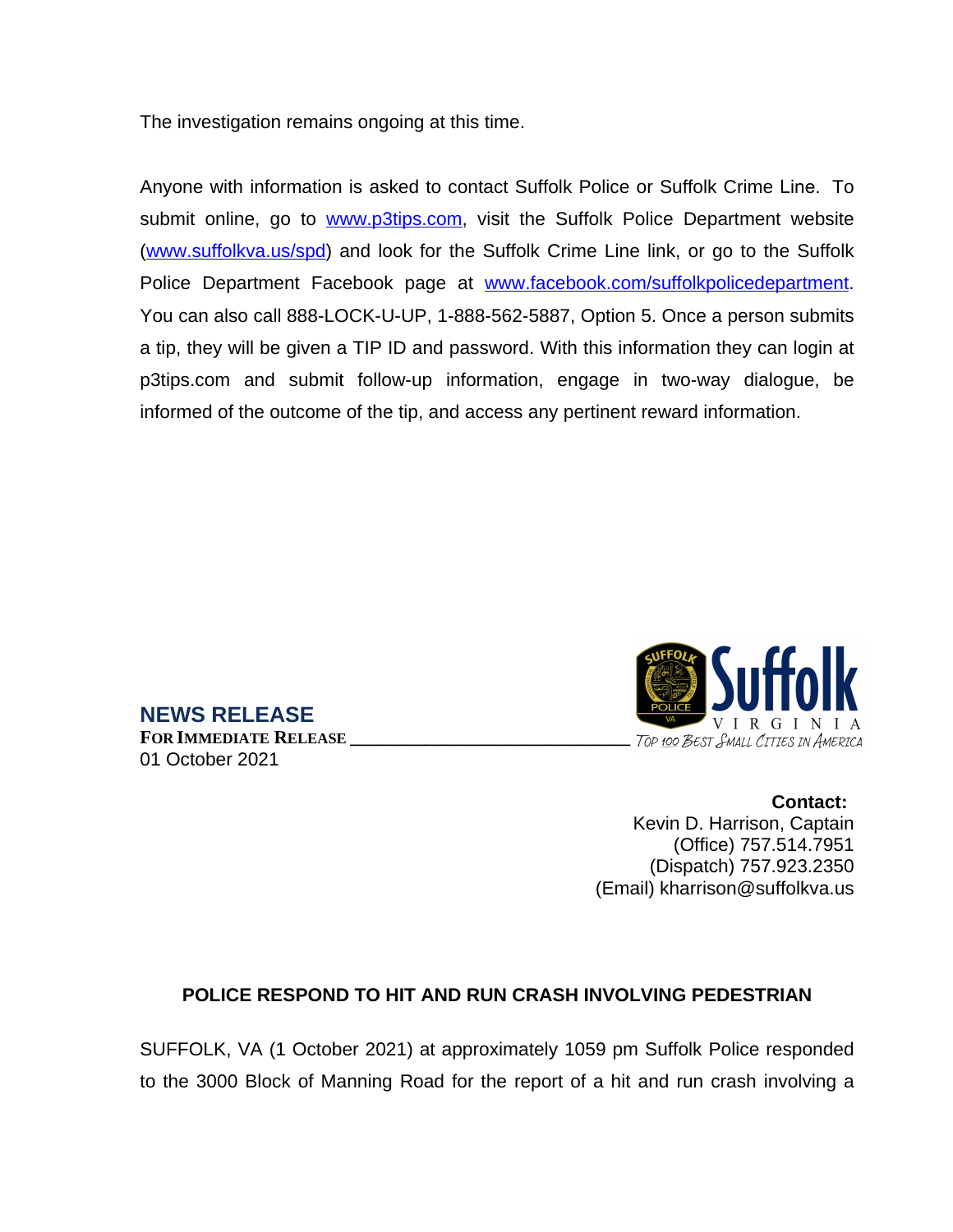The investigation remains ongoing at this time.

Anyone with information is asked to contact Suffolk Police or Suffolk Crime Line. To submit online, go to [www.p3tips.com](http://www.p3tips.com), visit the Suffolk Police Department website ([www.suffolkva.us/spd](http://www.suffolkva.us/spd)) and look for the Suffolk Crime Line link, or go to the Suffolk Police Department Facebook page at [www.facebook.com/suffolkpolicedepartment](http://www.facebook.com/suffolkpolicedepartment). You can also call 888-LOCK-U-UP, 1-888-562-5887, Option 5. Once a person submits a tip, they will be given a TIP ID and password. With this information they can login at p3tips.com and submit follow-up information, engage in two-way dialogue, be informed of the outcome of the tip, and access any pertinent reward information.

Suffolk VIRGINIA
TOP 100 BEST SMALL CITIES IN AMERICA

## NEWS RELEASE

**FOR IMMEDIATE RELEASE**
01 October 2021

**Contact:**
Kevin D. Harrison, Captain
(Office) 757.514.7951
(Dispatch) 757.923.2350
(Email) kharrison@suffolkva.us

### POLICE RESPOND TO HIT AND RUN CRASH INVOLVING PEDESTRIAN

SUFFOLK, VA (1 October 2021) at approximately 1059 pm Suffolk Police responded to the 3000 Block of Manning Road for the report of a hit and run crash involving a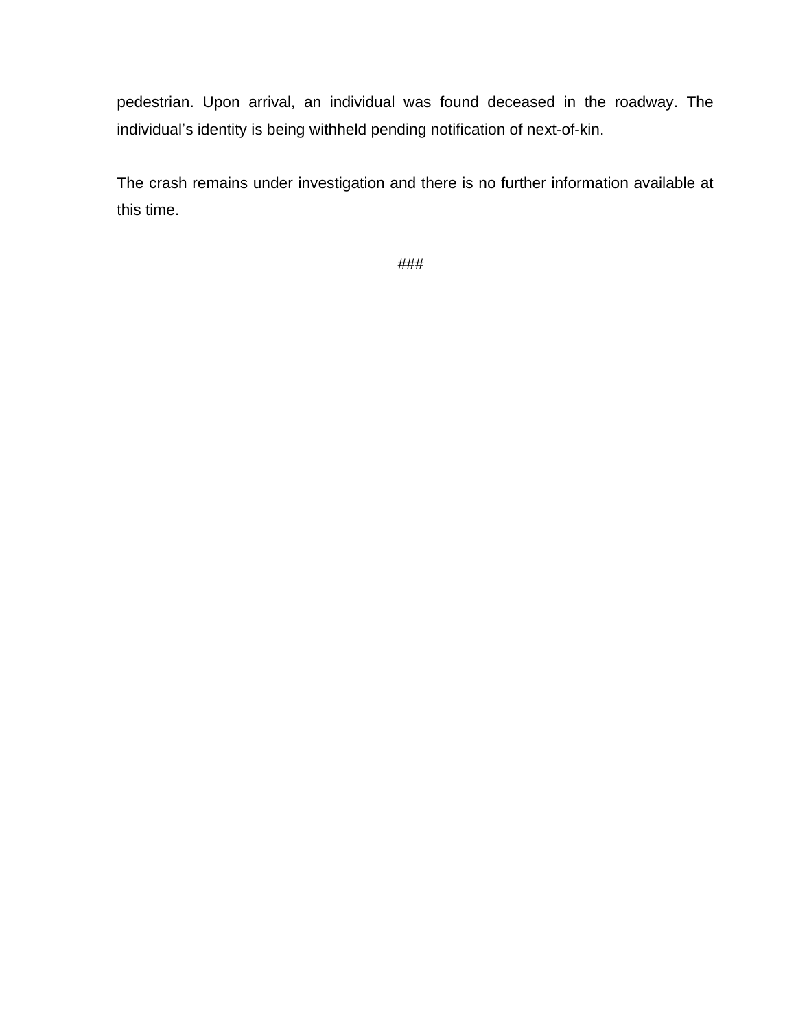pedestrian. Upon arrival, an individual was found deceased in the roadway. The individual’s identity is being withheld pending notification of next-of-kin.

The crash remains under investigation and there is no further information available at this time.

###